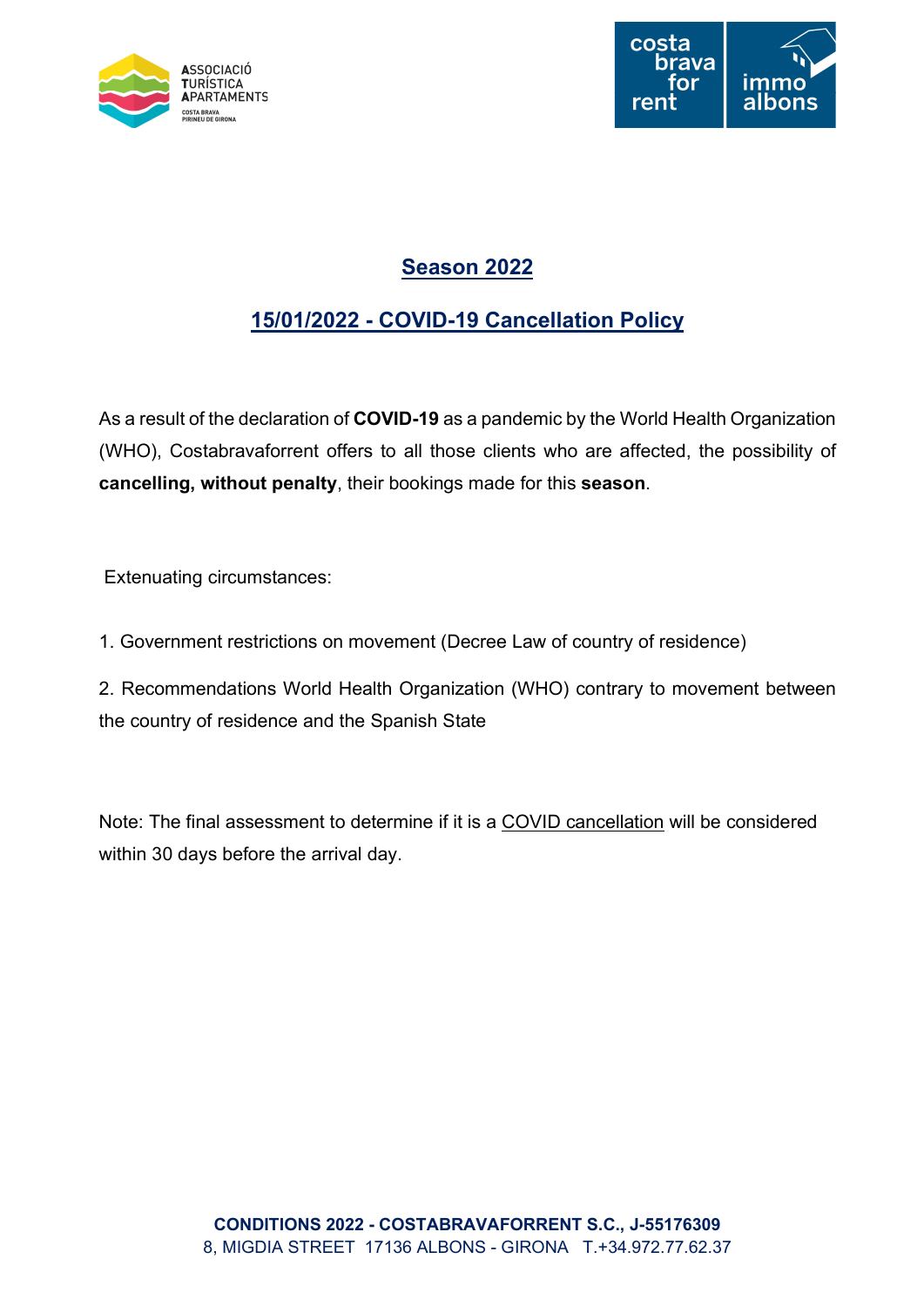# Season 2022

## 15/01/2022 - COVID-19 Cancellation Policy

As a result of the declaration of **COVID-19** as a pandemic by the World Health Organization (WHO), Costabravaforrent offers to all those clients who are affected, the possibility of **cancelling, without penalty**, their bookings made for this **season**.

Extenuating circumstances:

1. Government restrictions on movement (Decree Law of country of residence)

2. Recommendations World Health Organization (WHO) contrary to movement between the country of residence and the Spanish State

Note: The final assessment to determine if it is a COVID cancellation will be considered within 30 days before the arrival day.

**CONDITIONS 2022 - COSTABRAVAFORRENT S.C., J-55176309**
8, MIGDIA STREET 17136 ALBONS - GIRONA T.+34.972.77.62.37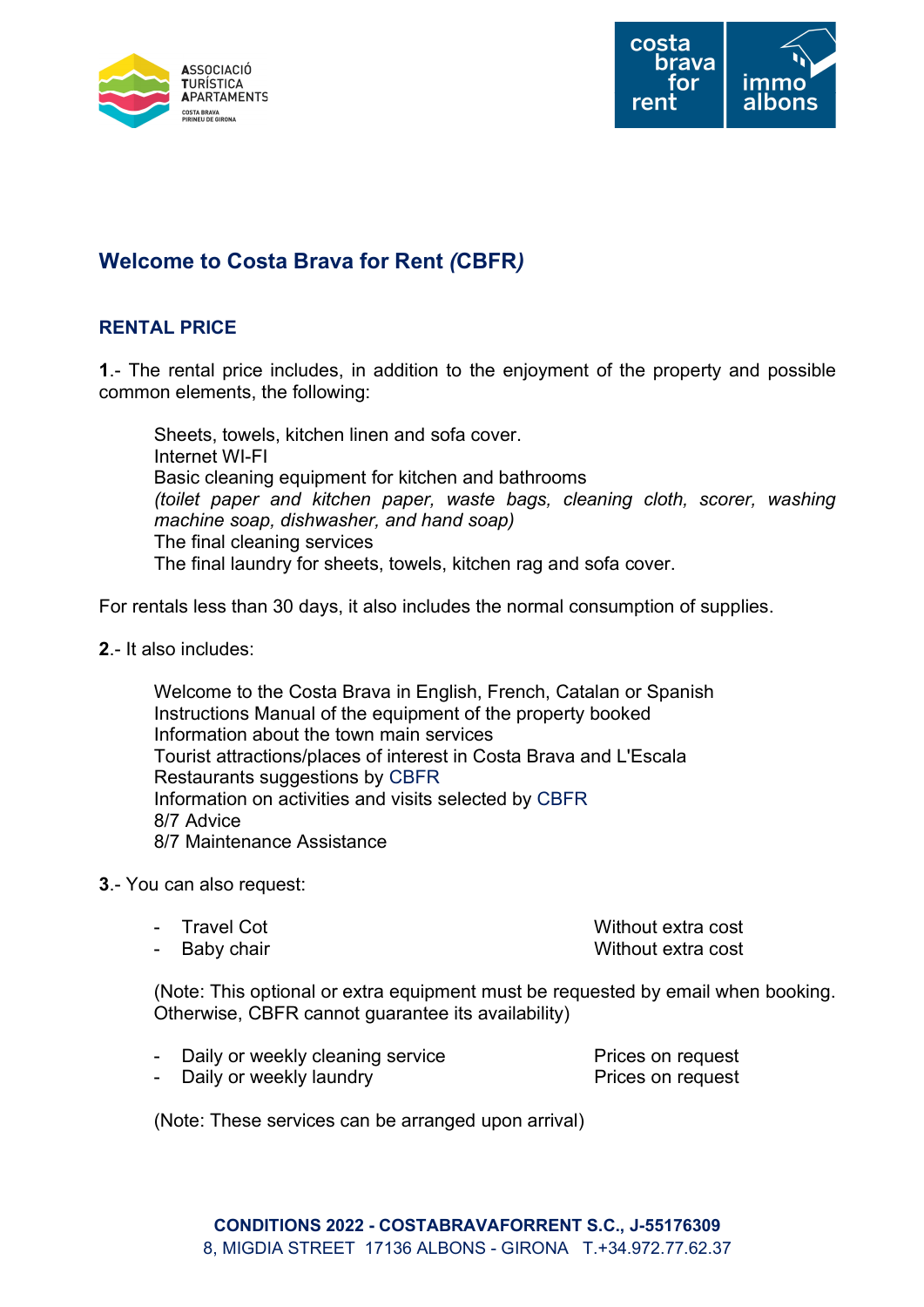## Welcome to Costa Brava for Rent *(*CBFR*)*

### RENTAL PRICE

**1**.- The rental price includes, in addition to the enjoyment of the property and possible common elements, the following:

Sheets, towels, kitchen linen and sofa cover.
Internet WI-FI
Basic cleaning equipment for kitchen and bathrooms
*(toilet paper and kitchen paper, waste bags, cleaning cloth, scorer, washing machine soap, dishwasher, and hand soap)*
The final cleaning services
The final laundry for sheets, towels, kitchen rag and sofa cover.

For rentals less than 30 days, it also includes the normal consumption of supplies.

**2**.- It also includes:

Welcome to the Costa Brava in English, French, Catalan or Spanish
Instructions Manual of the equipment of the property booked
Information about the town main services
Tourist attractions/places of interest in Costa Brava and L'Escala
Restaurants suggestions by CBFR
Information on activities and visits selected by CBFR
8/7 Advice
8/7 Maintenance Assistance

**3**.- You can also request:

- Travel Cot — Without extra cost
- Baby chair — Without extra cost

(Note: This optional or extra equipment must be requested by email when booking. Otherwise, CBFR cannot guarantee its availability)

- Daily or weekly cleaning service — Prices on request
- Daily or weekly laundry — Prices on request

(Note: These services can be arranged upon arrival)

**CONDITIONS 2022 - COSTABRAVAFORRENT S.C., J-55176309**
8, MIGDIA STREET 17136 ALBONS - GIRONA T.+34.972.77.62.37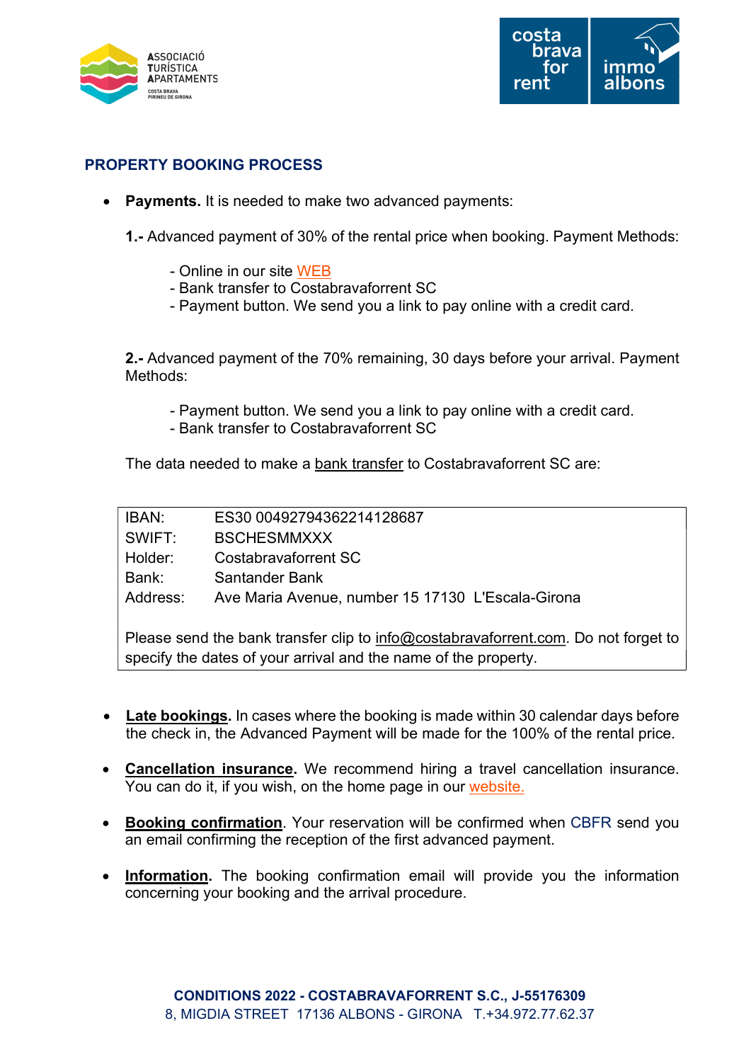## PROPERTY BOOKING PROCESS

- **Payments.** It is needed to make two advanced payments:

  **1.-** Advanced payment of 30% of the rental price when booking. Payment Methods:

  - Online in our site WEB
  - Bank transfer to Costabravaforrent SC
  - Payment button. We send you a link to pay online with a credit card.

  **2.-** Advanced payment of the 70% remaining, 30 days before your arrival. Payment Methods:

  - Payment button. We send you a link to pay online with a credit card.
  - Bank transfer to Costabravaforrent SC

  The data needed to make a bank transfer to Costabravaforrent SC are:

| | |
|---|---|
| IBAN: | ES30 00492794362214128687 |
| SWIFT: | BSCHESMMXXX |
| Holder: | Costabravaforrent SC |
| Bank: | Santander Bank |
| Address: | Ave Maria Avenue, number 15 17130 L'Escala-Girona |

Please send the bank transfer clip to info@costabravaforrent.com. Do not forget to specify the dates of your arrival and the name of the property.

- **Late bookings.** In cases where the booking is made within 30 calendar days before the check in, the Advanced Payment will be made for the 100% of the rental price.

- **Cancellation insurance.** We recommend hiring a travel cancellation insurance. You can do it, if you wish, on the home page in our website.

- **Booking confirmation**. Your reservation will be confirmed when CBFR send you an email confirming the reception of the first advanced payment.

- **Information.** The booking confirmation email will provide you the information concerning your booking and the arrival procedure.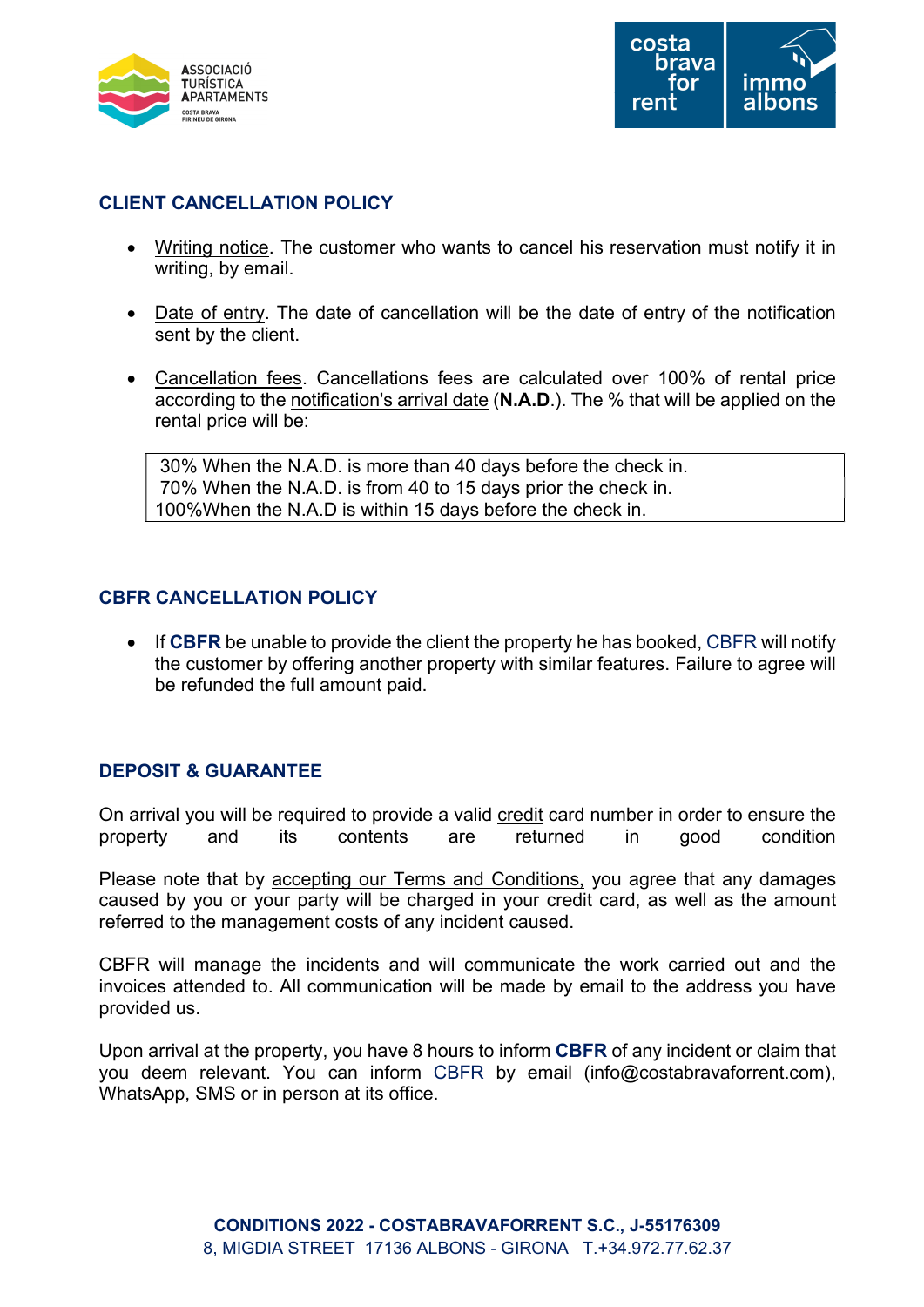## CLIENT CANCELLATION POLICY

- Writing notice. The customer who wants to cancel his reservation must notify it in writing, by email.
- Date of entry. The date of cancellation will be the date of entry of the notification sent by the client.
- Cancellation fees. Cancellations fees are calculated over 100% of rental price according to the notification's arrival date (**N.A.D**.). The % that will be applied on the rental price will be:

| 30% When the N.A.D. is more than 40 days before the check in.<br>70% When the N.A.D. is from 40 to 15 days prior the check in.<br>100%When the N.A.D is within 15 days before the check in. |
|---|

## CBFR CANCELLATION POLICY

- If **CBFR** be unable to provide the client the property he has booked, CBFR will notify the customer by offering another property with similar features. Failure to agree will be refunded the full amount paid.

## DEPOSIT & GUARANTEE

On arrival you will be required to provide a valid credit card number in order to ensure the property and its contents are returned in good condition

Please note that by accepting our Terms and Conditions, you agree that any damages caused by you or your party will be charged in your credit card, as well as the amount referred to the management costs of any incident caused.

CBFR will manage the incidents and will communicate the work carried out and the invoices attended to. All communication will be made by email to the address you have provided us.

Upon arrival at the property, you have 8 hours to inform **CBFR** of any incident or claim that you deem relevant. You can inform CBFR by email (info@costabravaforrent.com), WhatsApp, SMS or in person at its office.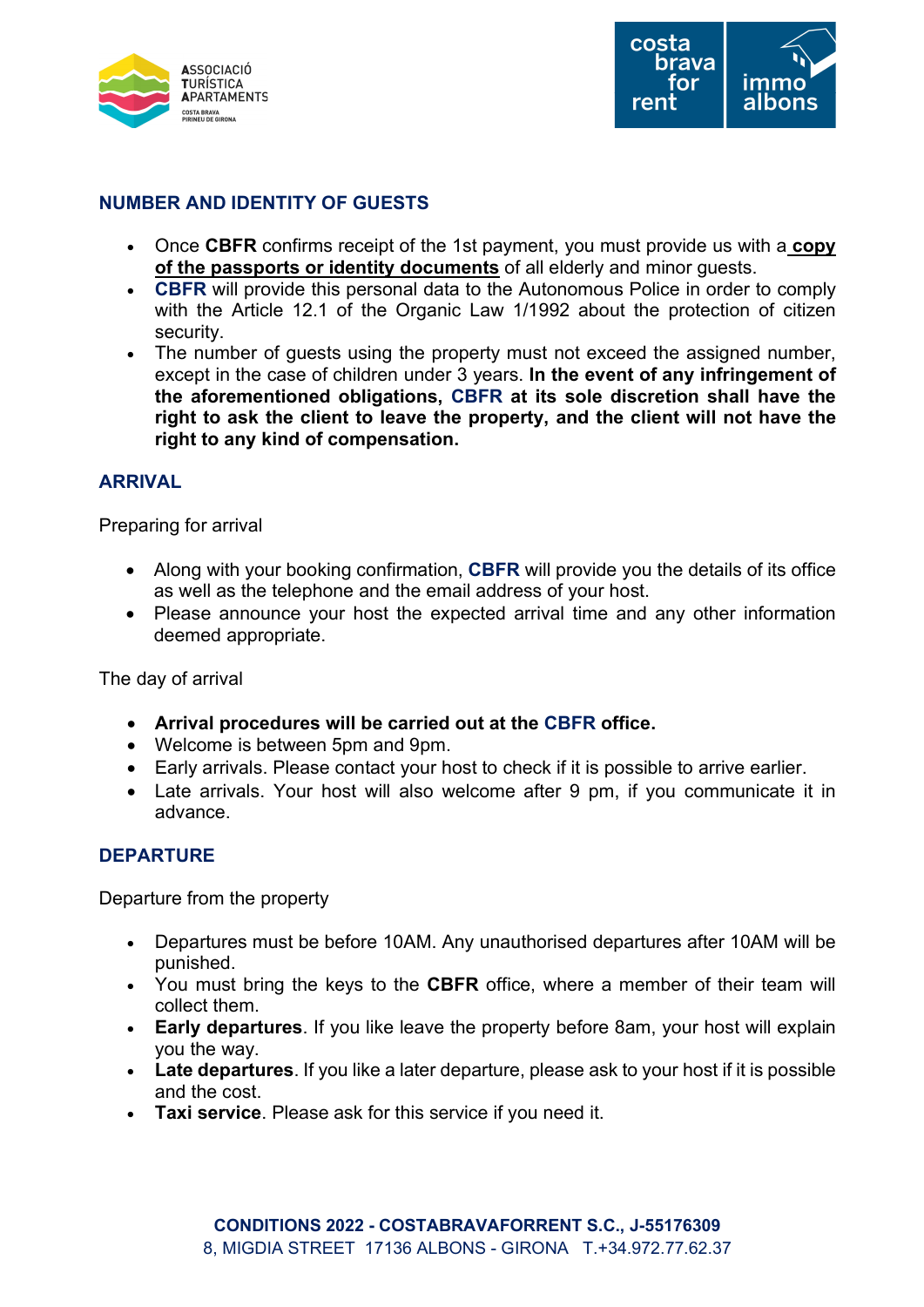## NUMBER AND IDENTITY OF GUESTS

- Once **CBFR** confirms receipt of the 1st payment, you must provide us with a **copy of the passports or identity documents** of all elderly and minor guests.
- **CBFR** will provide this personal data to the Autonomous Police in order to comply with the Article 12.1 of the Organic Law 1/1992 about the protection of citizen security.
- The number of guests using the property must not exceed the assigned number, except in the case of children under 3 years. **In the event of any infringement of the aforementioned obligations, CBFR at its sole discretion shall have the right to ask the client to leave the property, and the client will not have the right to any kind of compensation.**

## ARRIVAL

Preparing for arrival

- Along with your booking confirmation, **CBFR** will provide you the details of its office as well as the telephone and the email address of your host.
- Please announce your host the expected arrival time and any other information deemed appropriate.

The day of arrival

- **Arrival procedures will be carried out at the CBFR office.**
- Welcome is between 5pm and 9pm.
- Early arrivals. Please contact your host to check if it is possible to arrive earlier.
- Late arrivals. Your host will also welcome after 9 pm, if you communicate it in advance.

## DEPARTURE

Departure from the property

- Departures must be before 10AM. Any unauthorised departures after 10AM will be punished.
- You must bring the keys to the **CBFR** office, where a member of their team will collect them.
- **Early departures**. If you like leave the property before 8am, your host will explain you the way.
- **Late departures**. If you like a later departure, please ask to your host if it is possible and the cost.
- **Taxi service**. Please ask for this service if you need it.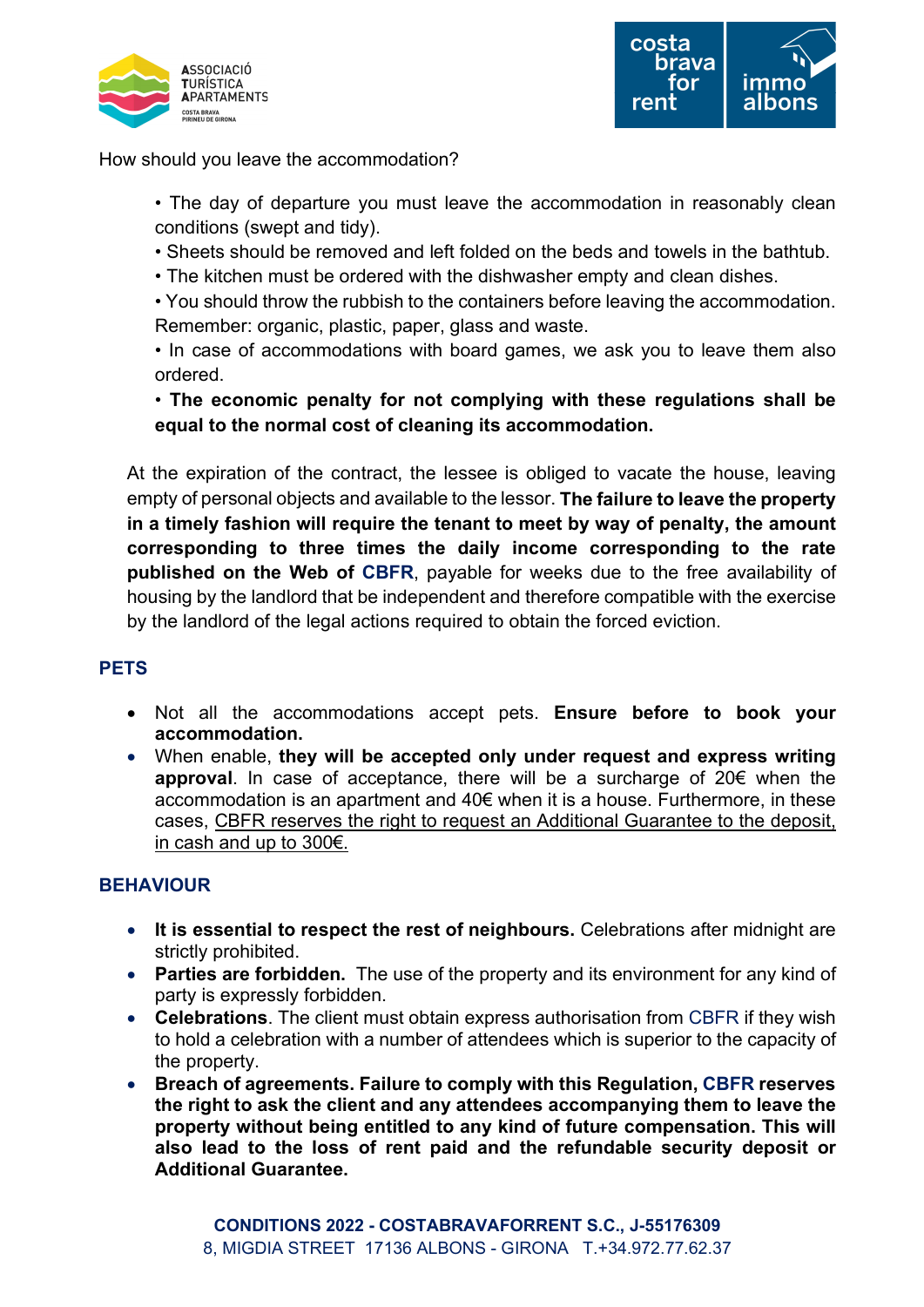How should you leave the accommodation?

• The day of departure you must leave the accommodation in reasonably clean conditions (swept and tidy).
• Sheets should be removed and left folded on the beds and towels in the bathtub.
• The kitchen must be ordered with the dishwasher empty and clean dishes.
• You should throw the rubbish to the containers before leaving the accommodation. Remember: organic, plastic, paper, glass and waste.
• In case of accommodations with board games, we ask you to leave them also ordered.
• **The economic penalty for not complying with these regulations shall be equal to the normal cost of cleaning its accommodation.**

At the expiration of the contract, the lessee is obliged to vacate the house, leaving empty of personal objects and available to the lessor. **The failure to leave the property in a timely fashion will require the tenant to meet by way of penalty, the amount corresponding to three times the daily income corresponding to the rate published on the Web of CBFR**, payable for weeks due to the free availability of housing by the landlord that be independent and therefore compatible with the exercise by the landlord of the legal actions required to obtain the forced eviction.

## PETS

- Not all the accommodations accept pets. **Ensure before to book your accommodation.**
- When enable, **they will be accepted only under request and express writing approval**. In case of acceptance, there will be a surcharge of 20€ when the accommodation is an apartment and 40€ when it is a house. Furthermore, in these cases, CBFR reserves the right to request an Additional Guarantee to the deposit, in cash and up to 300€.

## BEHAVIOUR

- **It is essential to respect the rest of neighbours.** Celebrations after midnight are strictly prohibited.
- **Parties are forbidden.** The use of the property and its environment for any kind of party is expressly forbidden.
- **Celebrations**. The client must obtain express authorisation from CBFR if they wish to hold a celebration with a number of attendees which is superior to the capacity of the property.
- **Breach of agreements. Failure to comply with this Regulation, CBFR reserves the right to ask the client and any attendees accompanying them to leave the property without being entitled to any kind of future compensation. This will also lead to the loss of rent paid and the refundable security deposit or Additional Guarantee.**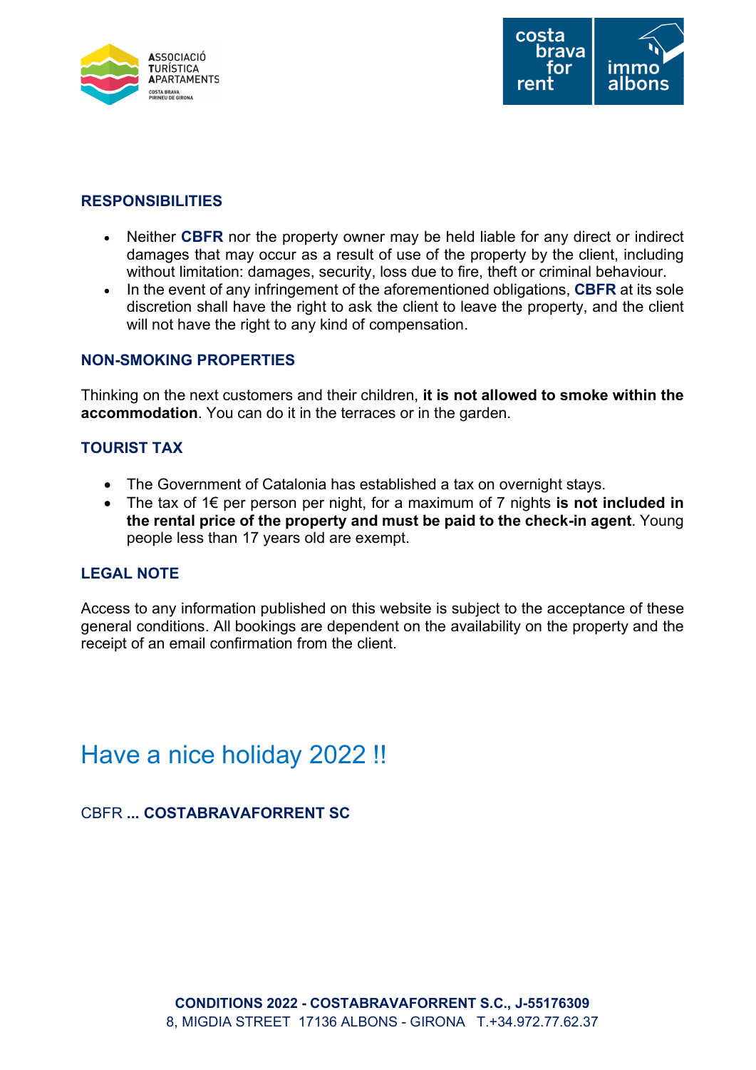## RESPONSIBILITIES

- Neither **CBFR** nor the property owner may be held liable for any direct or indirect damages that may occur as a result of use of the property by the client, including without limitation: damages, security, loss due to fire, theft or criminal behaviour.
- In the event of any infringement of the aforementioned obligations, **CBFR** at its sole discretion shall have the right to ask the client to leave the property, and the client will not have the right to any kind of compensation.

## NON-SMOKING PROPERTIES

Thinking on the next customers and their children, **it is not allowed to smoke within the accommodation**. You can do it in the terraces or in the garden.

## TOURIST TAX

- The Government of Catalonia has established a tax on overnight stays.
- The tax of 1€ per person per night, for a maximum of 7 nights **is not included in the rental price of the property and must be paid to the check-in agent**. Young people less than 17 years old are exempt.

## LEGAL NOTE

Access to any information published on this website is subject to the acceptance of these general conditions. All bookings are dependent on the availability on the property and the receipt of an email confirmation from the client.

# Have a nice holiday 2022 !!

CBFR **... COSTABRAVAFORRENT SC**